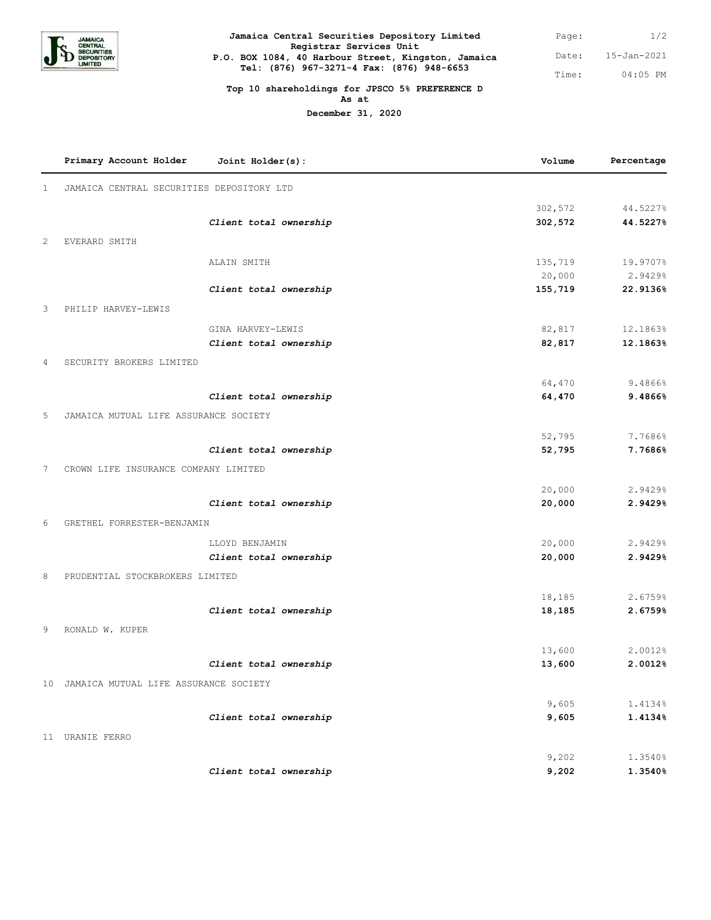**Jamaica Central Securities Depository Limited**
**Registrar Services Unit**
**P.O. BOX 1084, 40 Harbour Street, Kingston, Jamaica**
**Tel: (876) 967-3271-4 Fax: (876) 948-6653**

Date: 15-Jan-2021
Time: 04:05 PM

**Top 10 shareholdings for JPSCO 5% PREFERENCE D**
**As at**
**December 31, 2020**

| | Primary Account Holder | Joint Holder(s): | Volume | Percentage |
|---|---|---|---|---|
| 1 | JAMAICA CENTRAL SECURITIES DEPOSITORY LTD | | | |
| | | | 302,572 | 44.5227% |
| | | ***Client total ownership*** | **302,572** | **44.5227%** |
| 2 | EVERARD SMITH | | | |
| | | ALAIN SMITH | 135,719 | 19.9707% |
| | | | 20,000 | 2.9429% |
| | | ***Client total ownership*** | **155,719** | **22.9136%** |
| 3 | PHILIP HARVEY-LEWIS | | | |
| | | GINA HARVEY-LEWIS | 82,817 | 12.1863% |
| | | ***Client total ownership*** | **82,817** | **12.1863%** |
| 4 | SECURITY BROKERS LIMITED | | | |
| | | | 64,470 | 9.4866% |
| | | ***Client total ownership*** | **64,470** | **9.4866%** |
| 5 | JAMAICA MUTUAL LIFE ASSURANCE SOCIETY | | | |
| | | | 52,795 | 7.7686% |
| | | ***Client total ownership*** | **52,795** | **7.7686%** |
| 7 | CROWN LIFE INSURANCE COMPANY LIMITED | | | |
| | | | 20,000 | 2.9429% |
| | | ***Client total ownership*** | **20,000** | **2.9429%** |
| 6 | GRETHEL FORRESTER-BENJAMIN | | | |
| | | LLOYD BENJAMIN | 20,000 | 2.9429% |
| | | ***Client total ownership*** | **20,000** | **2.9429%** |
| 8 | PRUDENTIAL STOCKBROKERS LIMITED | | | |
| | | | 18,185 | 2.6759% |
| | | ***Client total ownership*** | **18,185** | **2.6759%** |
| 9 | RONALD W. KUPER | | | |
| | | | 13,600 | 2.0012% |
| | | ***Client total ownership*** | **13,600** | **2.0012%** |
| 10 | JAMAICA MUTUAL LIFE ASSURANCE SOCIETY | | | |
| | | | 9,605 | 1.4134% |
| | | ***Client total ownership*** | **9,605** | **1.4134%** |
| 11 | URANIE FERRO | | | |
| | | | 9,202 | 1.3540% |
| | | ***Client total ownership*** | **9,202** | **1.3540%** |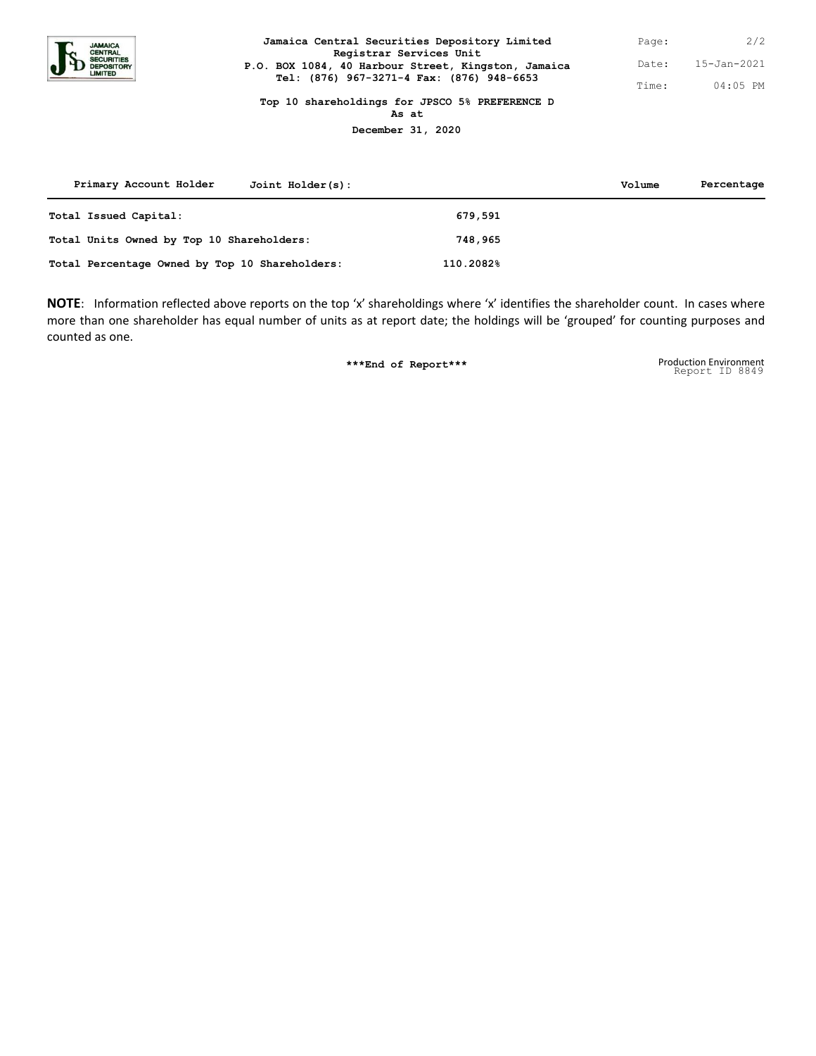Jamaica Central Securities Depository Limited
Registrar Services Unit
P.O. BOX 1084, 40 Harbour Street, Kingston, Jamaica
Tel: (876) 967-3271-4 Fax: (876) 948-6653

Date: 15-Jan-2021
Time: 04:05 PM

**Top 10 shareholdings for JPSCO 5% PREFERENCE D**
**As at**
**December 31, 2020**

| Primary Account Holder | Joint Holder(s): | Volume | Percentage |
|---|---|---|---|

| | |
|---|---|
| **Total Issued Capital:** | **679,591** |
| **Total Units Owned by Top 10 Shareholders:** | **748,965** |
| **Total Percentage Owned by Top 10 Shareholders:** | **110.2082%** |

**NOTE**: Information reflected above reports on the top 'x' shareholdings where 'x' identifies the shareholder count. In cases where more than one shareholder has equal number of units as at report date; the holdings will be 'grouped' for counting purposes and counted as one.

***End of Report***

Production Environment
Report ID 8849